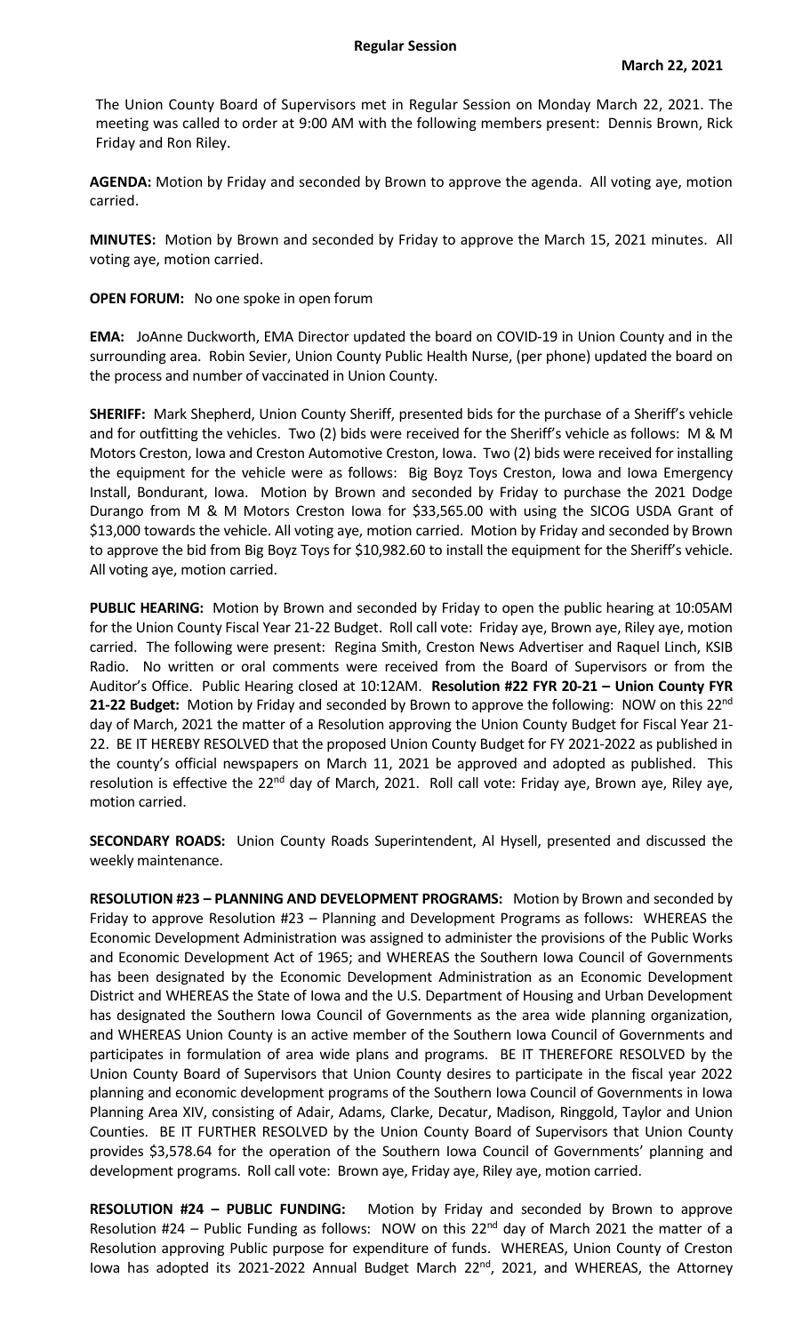**Regular Session**

**March 22, 2021**

The Union County Board of Supervisors met in Regular Session on Monday March 22, 2021. The meeting was called to order at 9:00 AM with the following members present: Dennis Brown, Rick Friday and Ron Riley.

**AGENDA:** Motion by Friday and seconded by Brown to approve the agenda. All voting aye, motion carried.

**MINUTES:** Motion by Brown and seconded by Friday to approve the March 15, 2021 minutes. All voting aye, motion carried.

**OPEN FORUM:** No one spoke in open forum

**EMA:** JoAnne Duckworth, EMA Director updated the board on COVID-19 in Union County and in the surrounding area. Robin Sevier, Union County Public Health Nurse, (per phone) updated the board on the process and number of vaccinated in Union County.

**SHERIFF:** Mark Shepherd, Union County Sheriff, presented bids for the purchase of a Sheriff's vehicle and for outfitting the vehicles. Two (2) bids were received for the Sheriff's vehicle as follows: M & M Motors Creston, Iowa and Creston Automotive Creston, Iowa. Two (2) bids were received for installing the equipment for the vehicle were as follows: Big Boyz Toys Creston, Iowa and Iowa Emergency Install, Bondurant, Iowa. Motion by Brown and seconded by Friday to purchase the 2021 Dodge Durango from M & M Motors Creston Iowa for $33,565.00 with using the SICOG USDA Grant of $13,000 towards the vehicle. All voting aye, motion carried. Motion by Friday and seconded by Brown to approve the bid from Big Boyz Toys for $10,982.60 to install the equipment for the Sheriff's vehicle. All voting aye, motion carried.

**PUBLIC HEARING:** Motion by Brown and seconded by Friday to open the public hearing at 10:05AM for the Union County Fiscal Year 21-22 Budget. Roll call vote: Friday aye, Brown aye, Riley aye, motion carried. The following were present: Regina Smith, Creston News Advertiser and Raquel Linch, KSIB Radio. No written or oral comments were received from the Board of Supervisors or from the Auditor's Office. Public Hearing closed at 10:12AM. **Resolution #22 FYR 20-21 – Union County FYR 21-22 Budget:** Motion by Friday and seconded by Brown to approve the following: NOW on this 22nd day of March, 2021 the matter of a Resolution approving the Union County Budget for Fiscal Year 21-22. BE IT HEREBY RESOLVED that the proposed Union County Budget for FY 2021-2022 as published in the county's official newspapers on March 11, 2021 be approved and adopted as published. This resolution is effective the 22nd day of March, 2021. Roll call vote: Friday aye, Brown aye, Riley aye, motion carried.

**SECONDARY ROADS:** Union County Roads Superintendent, Al Hysell, presented and discussed the weekly maintenance.

**RESOLUTION #23 – PLANNING AND DEVELOPMENT PROGRAMS:** Motion by Brown and seconded by Friday to approve Resolution #23 – Planning and Development Programs as follows: WHEREAS the Economic Development Administration was assigned to administer the provisions of the Public Works and Economic Development Act of 1965; and WHEREAS the Southern Iowa Council of Governments has been designated by the Economic Development Administration as an Economic Development District and WHEREAS the State of Iowa and the U.S. Department of Housing and Urban Development has designated the Southern Iowa Council of Governments as the area wide planning organization, and WHEREAS Union County is an active member of the Southern Iowa Council of Governments and participates in formulation of area wide plans and programs. BE IT THEREFORE RESOLVED by the Union County Board of Supervisors that Union County desires to participate in the fiscal year 2022 planning and economic development programs of the Southern Iowa Council of Governments in Iowa Planning Area XIV, consisting of Adair, Adams, Clarke, Decatur, Madison, Ringgold, Taylor and Union Counties. BE IT FURTHER RESOLVED by the Union County Board of Supervisors that Union County provides $3,578.64 for the operation of the Southern Iowa Council of Governments' planning and development programs. Roll call vote: Brown aye, Friday aye, Riley aye, motion carried.

**RESOLUTION #24 – PUBLIC FUNDING:** Motion by Friday and seconded by Brown to approve Resolution #24 – Public Funding as follows: NOW on this 22nd day of March 2021 the matter of a Resolution approving Public purpose for expenditure of funds. WHEREAS, Union County of Creston Iowa has adopted its 2021-2022 Annual Budget March 22nd, 2021, and WHEREAS, the Attorney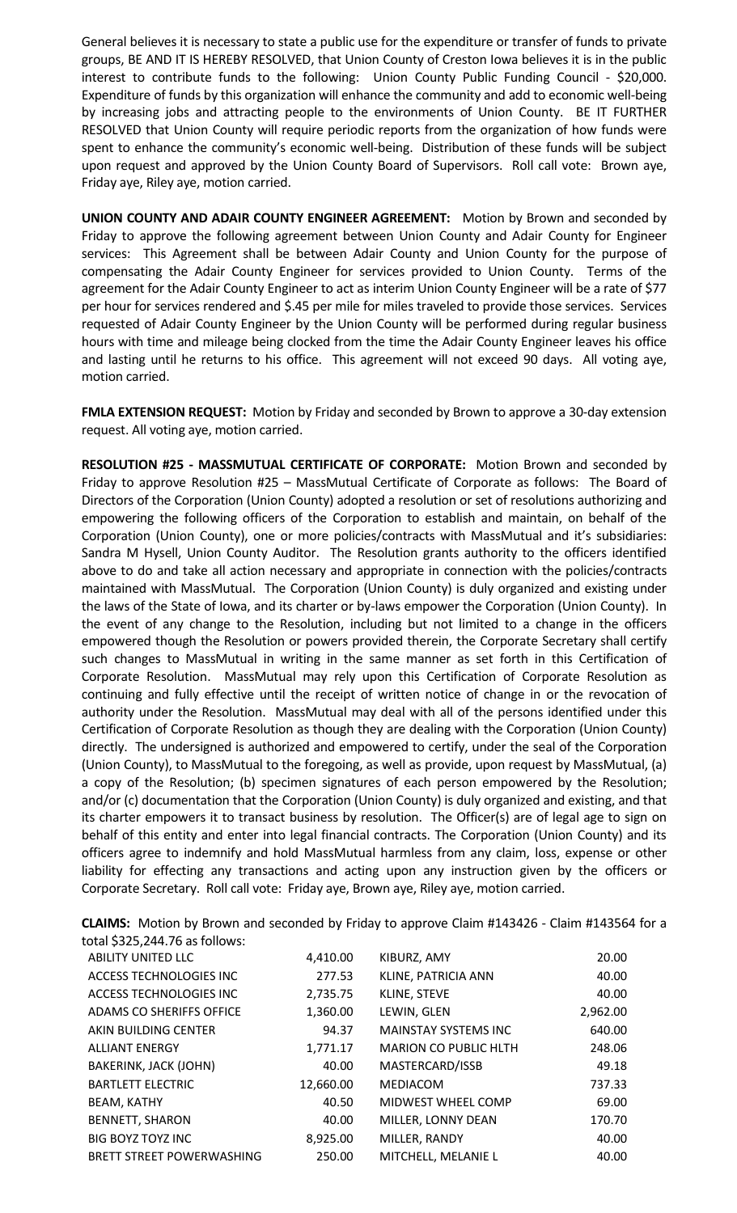General believes it is necessary to state a public use for the expenditure or transfer of funds to private groups, BE AND IT IS HEREBY RESOLVED, that Union County of Creston Iowa believes it is in the public interest to contribute funds to the following: Union County Public Funding Council - $20,000. Expenditure of funds by this organization will enhance the community and add to economic well-being by increasing jobs and attracting people to the environments of Union County. BE IT FURTHER RESOLVED that Union County will require periodic reports from the organization of how funds were spent to enhance the community's economic well-being. Distribution of these funds will be subject upon request and approved by the Union County Board of Supervisors. Roll call vote: Brown aye, Friday aye, Riley aye, motion carried.

**UNION COUNTY AND ADAIR COUNTY ENGINEER AGREEMENT:** Motion by Brown and seconded by Friday to approve the following agreement between Union County and Adair County for Engineer services: This Agreement shall be between Adair County and Union County for the purpose of compensating the Adair County Engineer for services provided to Union County. Terms of the agreement for the Adair County Engineer to act as interim Union County Engineer will be a rate of $77 per hour for services rendered and $.45 per mile for miles traveled to provide those services. Services requested of Adair County Engineer by the Union County will be performed during regular business hours with time and mileage being clocked from the time the Adair County Engineer leaves his office and lasting until he returns to his office. This agreement will not exceed 90 days. All voting aye, motion carried.

**FMLA EXTENSION REQUEST:** Motion by Friday and seconded by Brown to approve a 30-day extension request. All voting aye, motion carried.

**RESOLUTION #25 - MASSMUTUAL CERTIFICATE OF CORPORATE:** Motion Brown and seconded by Friday to approve Resolution #25 – MassMutual Certificate of Corporate as follows: The Board of Directors of the Corporation (Union County) adopted a resolution or set of resolutions authorizing and empowering the following officers of the Corporation to establish and maintain, on behalf of the Corporation (Union County), one or more policies/contracts with MassMutual and it's subsidiaries: Sandra M Hysell, Union County Auditor. The Resolution grants authority to the officers identified above to do and take all action necessary and appropriate in connection with the policies/contracts maintained with MassMutual. The Corporation (Union County) is duly organized and existing under the laws of the State of Iowa, and its charter or by-laws empower the Corporation (Union County). In the event of any change to the Resolution, including but not limited to a change in the officers empowered though the Resolution or powers provided therein, the Corporate Secretary shall certify such changes to MassMutual in writing in the same manner as set forth in this Certification of Corporate Resolution. MassMutual may rely upon this Certification of Corporate Resolution as continuing and fully effective until the receipt of written notice of change in or the revocation of authority under the Resolution. MassMutual may deal with all of the persons identified under this Certification of Corporate Resolution as though they are dealing with the Corporation (Union County) directly. The undersigned is authorized and empowered to certify, under the seal of the Corporation (Union County), to MassMutual to the foregoing, as well as provide, upon request by MassMutual, (a) a copy of the Resolution; (b) specimen signatures of each person empowered by the Resolution; and/or (c) documentation that the Corporation (Union County) is duly organized and existing, and that its charter empowers it to transact business by resolution. The Officer(s) are of legal age to sign on behalf of this entity and enter into legal financial contracts. The Corporation (Union County) and its officers agree to indemnify and hold MassMutual harmless from any claim, loss, expense or other liability for effecting any transactions and acting upon any instruction given by the officers or Corporate Secretary. Roll call vote: Friday aye, Brown aye, Riley aye, motion carried.

**CLAIMS:** Motion by Brown and seconded by Friday to approve Claim #143426 - Claim #143564 for a total $325,244.76 as follows:

| | | | |
|---|---|---|---|
| ABILITY UNITED LLC | 4,410.00 | KIBURZ, AMY | 20.00 |
| ACCESS TECHNOLOGIES INC | 277.53 | KLINE, PATRICIA ANN | 40.00 |
| ACCESS TECHNOLOGIES INC | 2,735.75 | KLINE, STEVE | 40.00 |
| ADAMS CO SHERIFFS OFFICE | 1,360.00 | LEWIN, GLEN | 2,962.00 |
| AKIN BUILDING CENTER | 94.37 | MAINSTAY SYSTEMS INC | 640.00 |
| ALLIANT ENERGY | 1,771.17 | MARION CO PUBLIC HLTH | 248.06 |
| BAKERINK, JACK (JOHN) | 40.00 | MASTERCARD/ISSB | 49.18 |
| BARTLETT ELECTRIC | 12,660.00 | MEDIACOM | 737.33 |
| BEAM, KATHY | 40.50 | MIDWEST WHEEL COMP | 69.00 |
| BENNETT, SHARON | 40.00 | MILLER, LONNY DEAN | 170.70 |
| BIG BOYZ TOYZ INC | 8,925.00 | MILLER, RANDY | 40.00 |
| BRETT STREET POWERWASHING | 250.00 | MITCHELL, MELANIE L | 40.00 |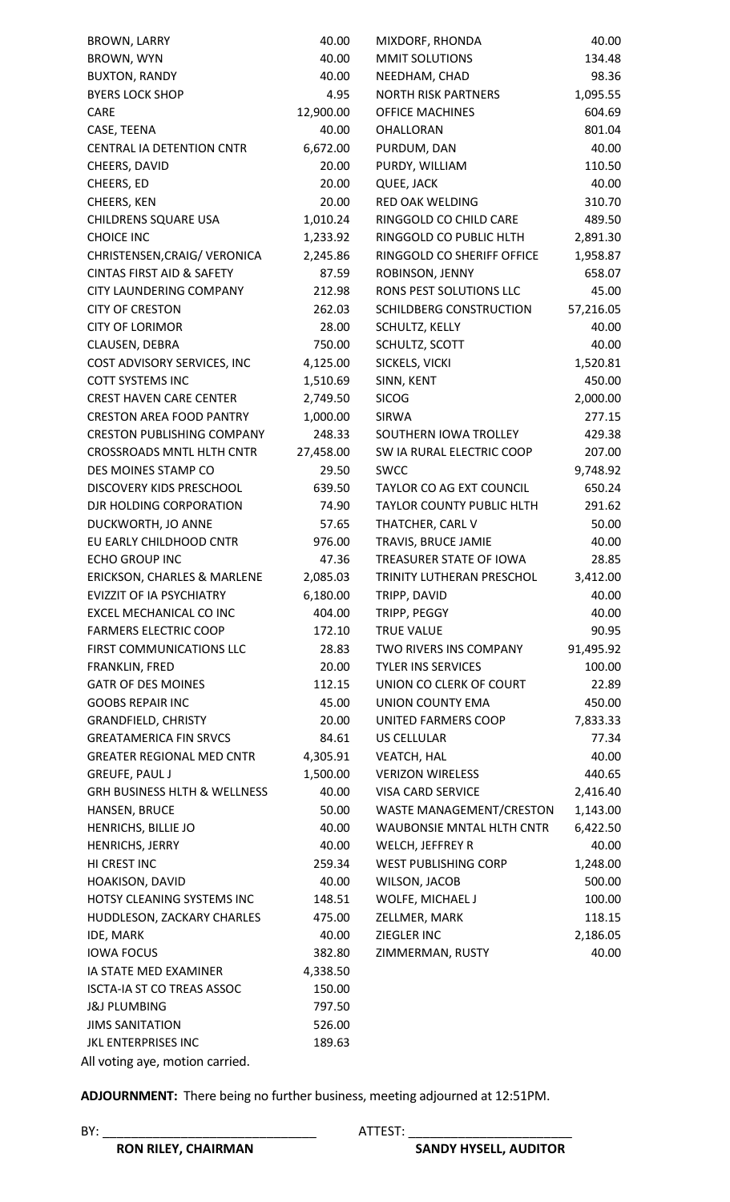| | |
|---|---|
| BROWN, LARRY | 40.00 |
| BROWN, WYN | 40.00 |
| BUXTON, RANDY | 40.00 |
| BYERS LOCK SHOP | 4.95 |
| CARE | 12,900.00 |
| CASE, TEENA | 40.00 |
| CENTRAL IA DETENTION CNTR | 6,672.00 |
| CHEERS, DAVID | 20.00 |
| CHEERS, ED | 20.00 |
| CHEERS, KEN | 20.00 |
| CHILDRENS SQUARE USA | 1,010.24 |
| CHOICE INC | 1,233.92 |
| CHRISTENSEN,CRAIG/ VERONICA | 2,245.86 |
| CINTAS FIRST AID & SAFETY | 87.59 |
| CITY LAUNDERING COMPANY | 212.98 |
| CITY OF CRESTON | 262.03 |
| CITY OF LORIMOR | 28.00 |
| CLAUSEN, DEBRA | 750.00 |
| COST ADVISORY SERVICES, INC | 4,125.00 |
| COTT SYSTEMS INC | 1,510.69 |
| CREST HAVEN CARE CENTER | 2,749.50 |
| CRESTON AREA FOOD PANTRY | 1,000.00 |
| CRESTON PUBLISHING COMPANY | 248.33 |
| CROSSROADS MNTL HLTH CNTR | 27,458.00 |
| DES MOINES STAMP CO | 29.50 |
| DISCOVERY KIDS PRESCHOOL | 639.50 |
| DJR HOLDING CORPORATION | 74.90 |
| DUCKWORTH, JO ANNE | 57.65 |
| EU EARLY CHILDHOOD CNTR | 976.00 |
| ECHO GROUP INC | 47.36 |
| ERICKSON, CHARLES & MARLENE | 2,085.03 |
| EVIZZIT OF IA PSYCHIATRY | 6,180.00 |
| EXCEL MECHANICAL CO INC | 404.00 |
| FARMERS ELECTRIC COOP | 172.10 |
| FIRST COMMUNICATIONS LLC | 28.83 |
| FRANKLIN, FRED | 20.00 |
| GATR OF DES MOINES | 112.15 |
| GOOBS REPAIR INC | 45.00 |
| GRANDFIELD, CHRISTY | 20.00 |
| GREATAMERICA FIN SRVCS | 84.61 |
| GREATER REGIONAL MED CNTR | 4,305.91 |
| GREUFE, PAUL J | 1,500.00 |
| GRH BUSINESS HLTH & WELLNESS | 40.00 |
| HANSEN, BRUCE | 50.00 |
| HENRICHS, BILLIE JO | 40.00 |
| HENRICHS, JERRY | 40.00 |
| HI CREST INC | 259.34 |
| HOAKISON, DAVID | 40.00 |
| HOTSY CLEANING SYSTEMS INC | 148.51 |
| HUDDLESON, ZACKARY CHARLES | 475.00 |
| IDE, MARK | 40.00 |
| IOWA FOCUS | 382.80 |
| IA STATE MED EXAMINER | 4,338.50 |
| ISCTA-IA ST CO TREAS ASSOC | 150.00 |
| J&J PLUMBING | 797.50 |
| JIMS SANITATION | 526.00 |
| JKL ENTERPRISES INC | 189.63 |
| MIXDORF, RHONDA | 40.00 |
| MMIT SOLUTIONS | 134.48 |
| NEEDHAM, CHAD | 98.36 |
| NORTH RISK PARTNERS | 1,095.55 |
| OFFICE MACHINES | 604.69 |
| OHALLORAN | 801.04 |
| PURDUM, DAN | 40.00 |
| PURDY, WILLIAM | 110.50 |
| QUEE, JACK | 40.00 |
| RED OAK WELDING | 310.70 |
| RINGGOLD CO CHILD CARE | 489.50 |
| RINGGOLD CO PUBLIC HLTH | 2,891.30 |
| RINGGOLD CO SHERIFF OFFICE | 1,958.87 |
| ROBINSON, JENNY | 658.07 |
| RONS PEST SOLUTIONS LLC | 45.00 |
| SCHILDBERG CONSTRUCTION | 57,216.05 |
| SCHULTZ, KELLY | 40.00 |
| SCHULTZ, SCOTT | 40.00 |
| SICKELS, VICKI | 1,520.81 |
| SINN, KENT | 450.00 |
| SICOG | 2,000.00 |
| SIRWA | 277.15 |
| SOUTHERN IOWA TROLLEY | 429.38 |
| SW IA RURAL ELECTRIC COOP | 207.00 |
| SWCC | 9,748.92 |
| TAYLOR CO AG EXT COUNCIL | 650.24 |
| TAYLOR COUNTY PUBLIC HLTH | 291.62 |
| THATCHER, CARL V | 50.00 |
| TRAVIS, BRUCE JAMIE | 40.00 |
| TREASURER STATE OF IOWA | 28.85 |
| TRINITY LUTHERAN PRESCHOL | 3,412.00 |
| TRIPP, DAVID | 40.00 |
| TRIPP, PEGGY | 40.00 |
| TRUE VALUE | 90.95 |
| TWO RIVERS INS COMPANY | 91,495.92 |
| TYLER INS SERVICES | 100.00 |
| UNION CO CLERK OF COURT | 22.89 |
| UNION COUNTY EMA | 450.00 |
| UNITED FARMERS COOP | 7,833.33 |
| US CELLULAR | 77.34 |
| VEATCH, HAL | 40.00 |
| VERIZON WIRELESS | 440.65 |
| VISA CARD SERVICE | 2,416.40 |
| WASTE MANAGEMENT/CRESTON | 1,143.00 |
| WAUBONSIE MNTAL HLTH CNTR | 6,422.50 |
| WELCH, JEFFREY R | 40.00 |
| WEST PUBLISHING CORP | 1,248.00 |
| WILSON, JACOB | 500.00 |
| WOLFE, MICHAEL J | 100.00 |
| ZELLMER, MARK | 118.15 |
| ZIEGLER INC | 2,186.05 |
| ZIMMERMAN, RUSTY | 40.00 |

All voting aye, motion carried.

**ADJOURNMENT:** There being no further business, meeting adjourned at 12:51PM.

BY: ______________________________ ATTEST: ______________________

**RON RILEY, CHAIRMAN** **SANDY HYSELL, AUDITOR**